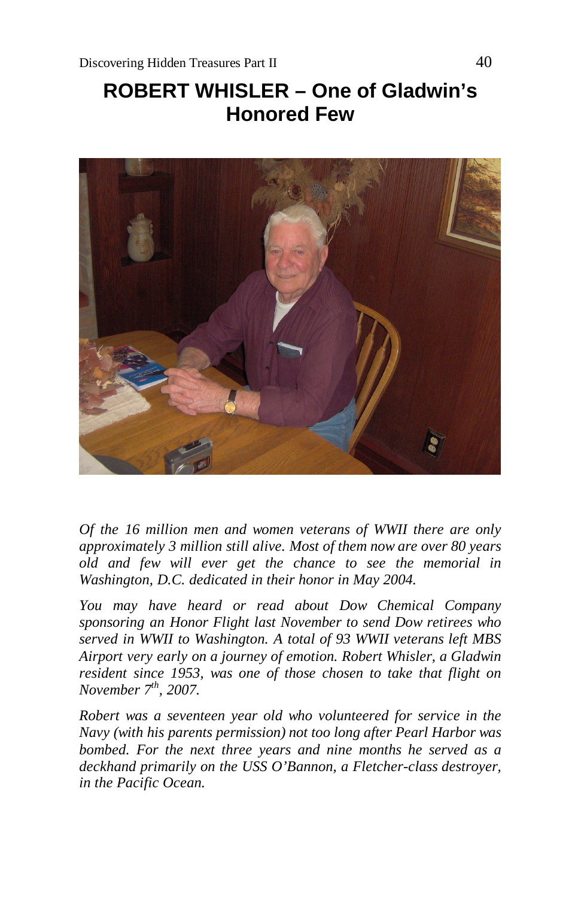# ROBERT WHISLER – One of Gladwin's Honored Few

*Of the 16 million men and women veterans of WWII there are only approximately 3 million still alive. Most of them now are over 80 years old and few will ever get the chance to see the memorial in Washington, D.C. dedicated in their honor in May 2004.*

*You may have heard or read about Dow Chemical Company sponsoring an Honor Flight last November to send Dow retirees who served in WWII to Washington. A total of 93 WWII veterans left MBS Airport very early on a journey of emotion. Robert Whisler, a Gladwin resident since 1953, was one of those chosen to take that flight on November 7th, 2007.*

*Robert was a seventeen year old who volunteered for service in the Navy (with his parents permission) not too long after Pearl Harbor was bombed. For the next three years and nine months he served as a deckhand primarily on the USS O'Bannon, a Fletcher-class destroyer, in the Pacific Ocean.*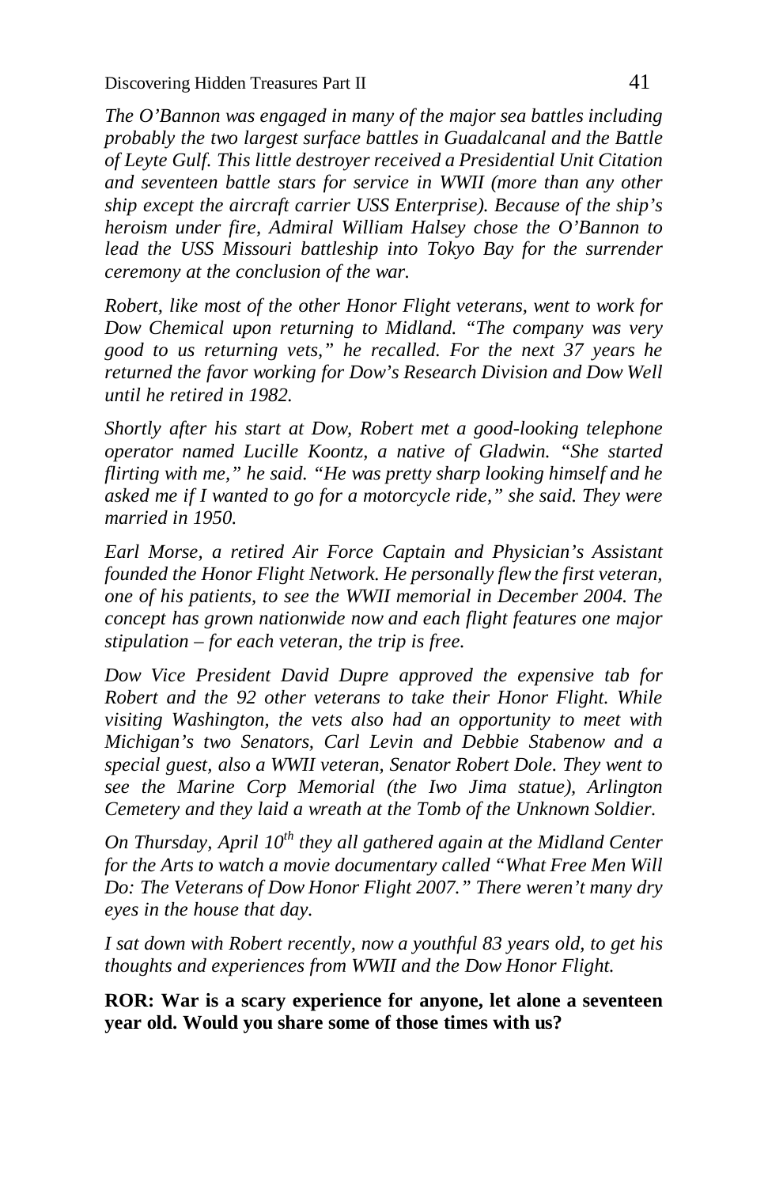*The O'Bannon was engaged in many of the major sea battles including probably the two largest surface battles in Guadalcanal and the Battle of Leyte Gulf. This little destroyer received a Presidential Unit Citation and seventeen battle stars for service in WWII (more than any other ship except the aircraft carrier USS Enterprise). Because of the ship's heroism under fire, Admiral William Halsey chose the O'Bannon to lead the USS Missouri battleship into Tokyo Bay for the surrender ceremony at the conclusion of the war.*

*Robert, like most of the other Honor Flight veterans, went to work for Dow Chemical upon returning to Midland. "The company was very good to us returning vets," he recalled. For the next 37 years he returned the favor working for Dow's Research Division and Dow Well until he retired in 1982.*

*Shortly after his start at Dow, Robert met a good-looking telephone operator named Lucille Koontz, a native of Gladwin. "She started flirting with me," he said. "He was pretty sharp looking himself and he asked me if I wanted to go for a motorcycle ride," she said. They were married in 1950.*

*Earl Morse, a retired Air Force Captain and Physician's Assistant founded the Honor Flight Network. He personally flew the first veteran, one of his patients, to see the WWII memorial in December 2004. The concept has grown nationwide now and each flight features one major stipulation – for each veteran, the trip is free.*

*Dow Vice President David Dupre approved the expensive tab for Robert and the 92 other veterans to take their Honor Flight. While visiting Washington, the vets also had an opportunity to meet with Michigan's two Senators, Carl Levin and Debbie Stabenow and a special guest, also a WWII veteran, Senator Robert Dole. They went to see the Marine Corp Memorial (the Iwo Jima statue), Arlington Cemetery and they laid a wreath at the Tomb of the Unknown Soldier.*

*On Thursday, April 10th they all gathered again at the Midland Center for the Arts to watch a movie documentary called "What Free Men Will Do: The Veterans of Dow Honor Flight 2007." There weren't many dry eyes in the house that day.*

*I sat down with Robert recently, now a youthful 83 years old, to get his thoughts and experiences from WWII and the Dow Honor Flight.*

**ROR: War is a scary experience for anyone, let alone a seventeen year old. Would you share some of those times with us?**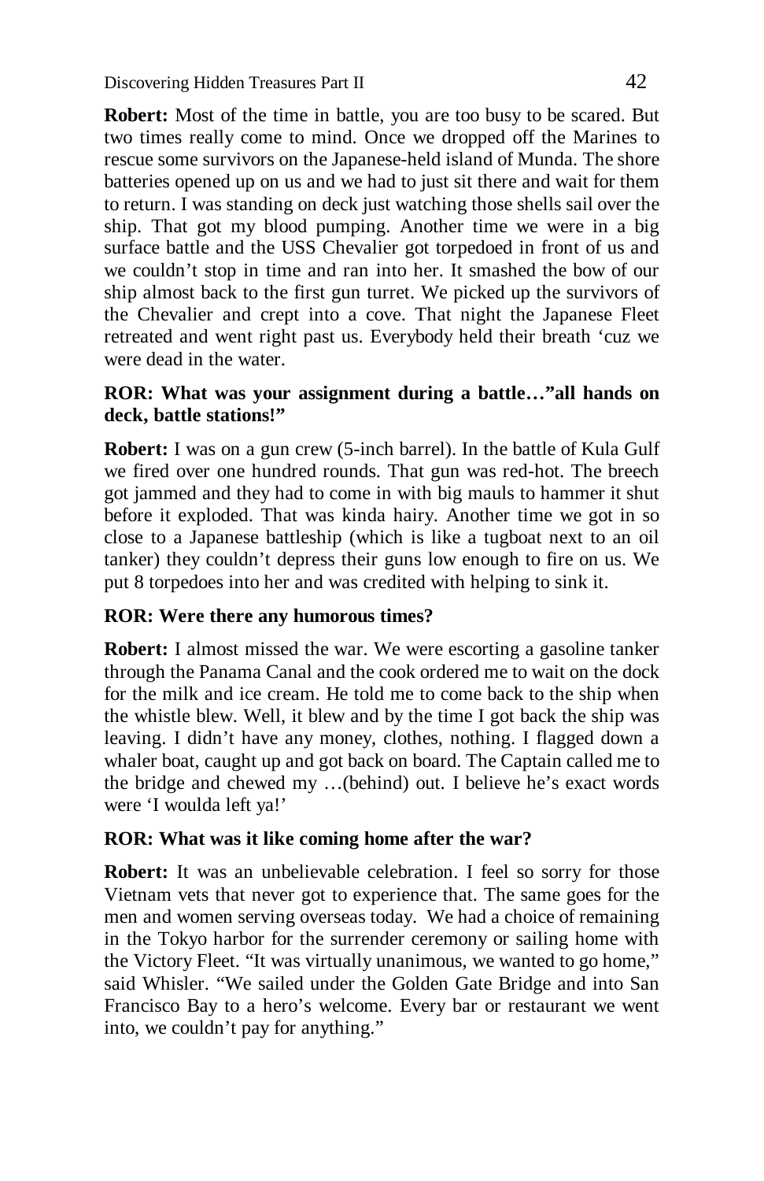**Robert:** Most of the time in battle, you are too busy to be scared. But two times really come to mind. Once we dropped off the Marines to rescue some survivors on the Japanese-held island of Munda. The shore batteries opened up on us and we had to just sit there and wait for them to return. I was standing on deck just watching those shells sail over the ship. That got my blood pumping. Another time we were in a big surface battle and the USS Chevalier got torpedoed in front of us and we couldn't stop in time and ran into her. It smashed the bow of our ship almost back to the first gun turret. We picked up the survivors of the Chevalier and crept into a cove. That night the Japanese Fleet retreated and went right past us. Everybody held their breath 'cuz we were dead in the water.

**ROR: What was your assignment during a battle…"all hands on deck, battle stations!"**

**Robert:** I was on a gun crew (5-inch barrel). In the battle of Kula Gulf we fired over one hundred rounds. That gun was red-hot. The breech got jammed and they had to come in with big mauls to hammer it shut before it exploded. That was kinda hairy. Another time we got in so close to a Japanese battleship (which is like a tugboat next to an oil tanker) they couldn't depress their guns low enough to fire on us. We put 8 torpedoes into her and was credited with helping to sink it.

**ROR: Were there any humorous times?**

**Robert:** I almost missed the war. We were escorting a gasoline tanker through the Panama Canal and the cook ordered me to wait on the dock for the milk and ice cream. He told me to come back to the ship when the whistle blew. Well, it blew and by the time I got back the ship was leaving. I didn't have any money, clothes, nothing. I flagged down a whaler boat, caught up and got back on board. The Captain called me to the bridge and chewed my …(behind) out. I believe he's exact words were 'I woulda left ya!'

**ROR: What was it like coming home after the war?**

**Robert:** It was an unbelievable celebration. I feel so sorry for those Vietnam vets that never got to experience that. The same goes for the men and women serving overseas today. We had a choice of remaining in the Tokyo harbor for the surrender ceremony or sailing home with the Victory Fleet. "It was virtually unanimous, we wanted to go home," said Whisler. "We sailed under the Golden Gate Bridge and into San Francisco Bay to a hero's welcome. Every bar or restaurant we went into, we couldn't pay for anything."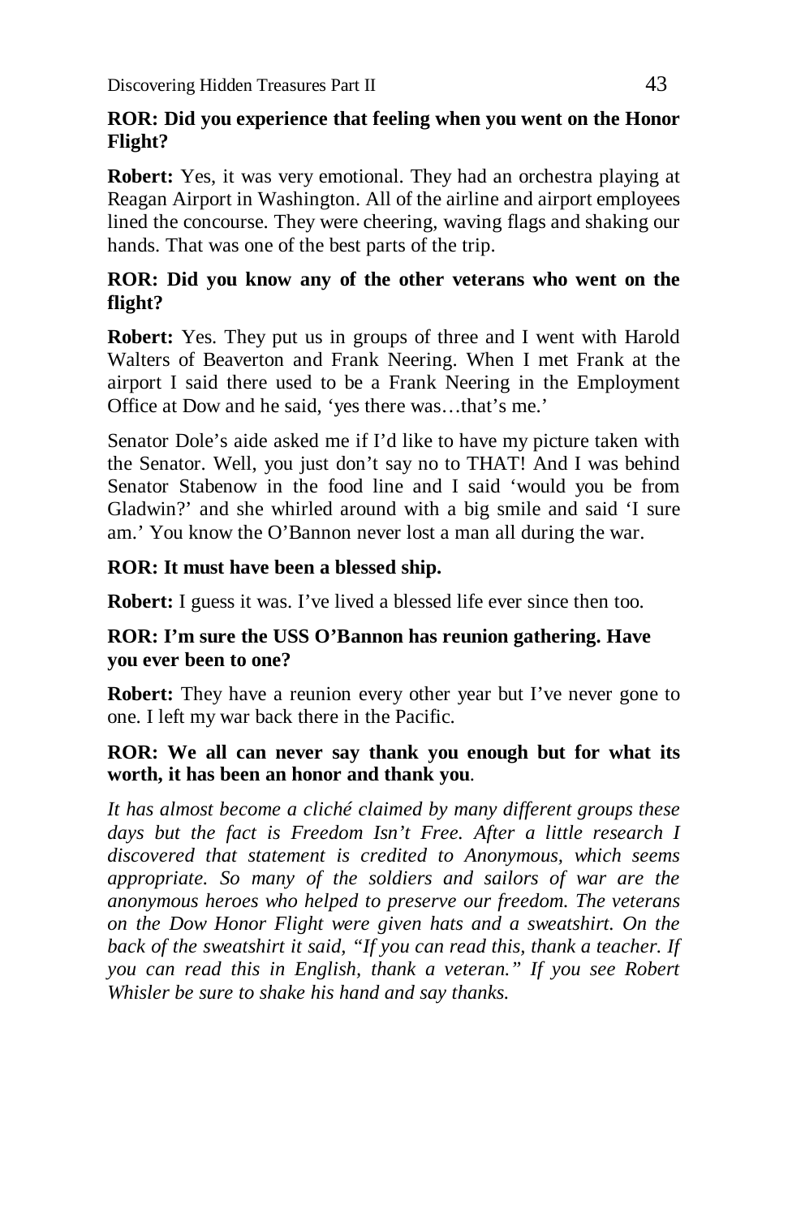**ROR: Did you experience that feeling when you went on the Honor Flight?**

**Robert:** Yes, it was very emotional. They had an orchestra playing at Reagan Airport in Washington. All of the airline and airport employees lined the concourse. They were cheering, waving flags and shaking our hands. That was one of the best parts of the trip.

**ROR: Did you know any of the other veterans who went on the flight?**

**Robert:** Yes. They put us in groups of three and I went with Harold Walters of Beaverton and Frank Neering. When I met Frank at the airport I said there used to be a Frank Neering in the Employment Office at Dow and he said, 'yes there was…that's me.'

Senator Dole's aide asked me if I'd like to have my picture taken with the Senator. Well, you just don't say no to THAT! And I was behind Senator Stabenow in the food line and I said 'would you be from Gladwin?' and she whirled around with a big smile and said 'I sure am.' You know the O'Bannon never lost a man all during the war.

**ROR: It must have been a blessed ship.**

**Robert:** I guess it was. I've lived a blessed life ever since then too.

**ROR: I'm sure the USS O'Bannon has reunion gathering. Have you ever been to one?**

**Robert:** They have a reunion every other year but I've never gone to one. I left my war back there in the Pacific.

**ROR: We all can never say thank you enough but for what its worth, it has been an honor and thank you**.

*It has almost become a cliché claimed by many different groups these days but the fact is Freedom Isn't Free. After a little research I discovered that statement is credited to Anonymous, which seems appropriate. So many of the soldiers and sailors of war are the anonymous heroes who helped to preserve our freedom. The veterans on the Dow Honor Flight were given hats and a sweatshirt. On the back of the sweatshirt it said, "If you can read this, thank a teacher. If you can read this in English, thank a veteran." If you see Robert Whisler be sure to shake his hand and say thanks.*